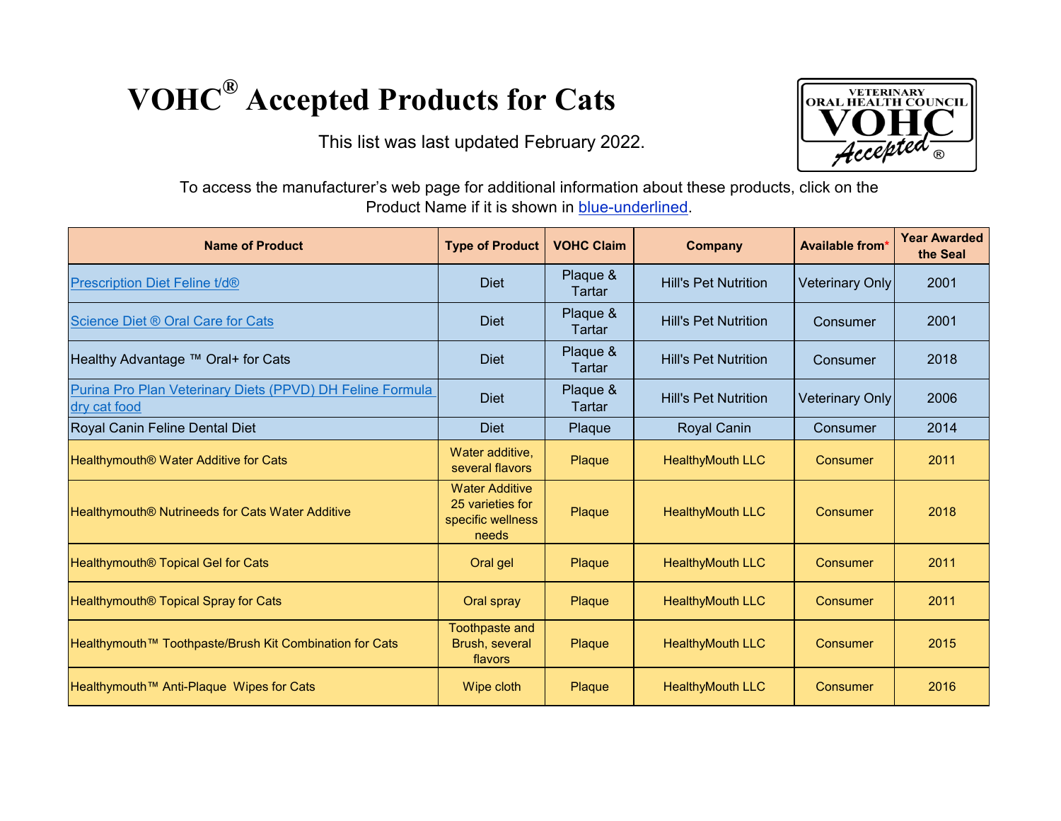# VOHC® Accepted Products for Cats

This list was last updated February 2022.

To access the manufacturer's web page for additional information about these products, click on the Product Name if it is shown in blue-underlined.

| Name of Product | Type of Product | VOHC Claim | Company | Available from* | Year Awarded the Seal |
|---|---|---|---|---|---|
| Prescription Diet Feline t/d® | Diet | Plaque & Tartar | Hill's Pet Nutrition | Veterinary Only | 2001 |
| Science Diet ® Oral Care for Cats | Diet | Plaque & Tartar | Hill's Pet Nutrition | Consumer | 2001 |
| Healthy Advantage ™ Oral+ for Cats | Diet | Plaque & Tartar | Hill's Pet Nutrition | Consumer | 2018 |
| Purina Pro Plan Veterinary Diets (PPVD) DH Feline Formula dry cat food | Diet | Plaque & Tartar | Hill's Pet Nutrition | Veterinary Only | 2006 |
| Royal Canin Feline Dental Diet | Diet | Plaque | Royal Canin | Consumer | 2014 |
| Healthymouth® Water Additive for Cats | Water additive, several flavors | Plaque | HealthyMouth LLC | Consumer | 2011 |
| Healthymouth® Nutrineeds for Cats Water Additive | Water Additive 25 varieties for specific wellness needs | Plaque | HealthyMouth LLC | Consumer | 2018 |
| Healthymouth® Topical Gel for Cats | Oral gel | Plaque | HealthyMouth LLC | Consumer | 2011 |
| Healthymouth® Topical Spray for Cats | Oral spray | Plaque | HealthyMouth LLC | Consumer | 2011 |
| Healthymouth™ Toothpaste/Brush Kit Combination for Cats | Toothpaste and Brush, several flavors | Plaque | HealthyMouth LLC | Consumer | 2015 |
| Healthymouth™ Anti-Plaque Wipes for Cats | Wipe cloth | Plaque | HealthyMouth LLC | Consumer | 2016 |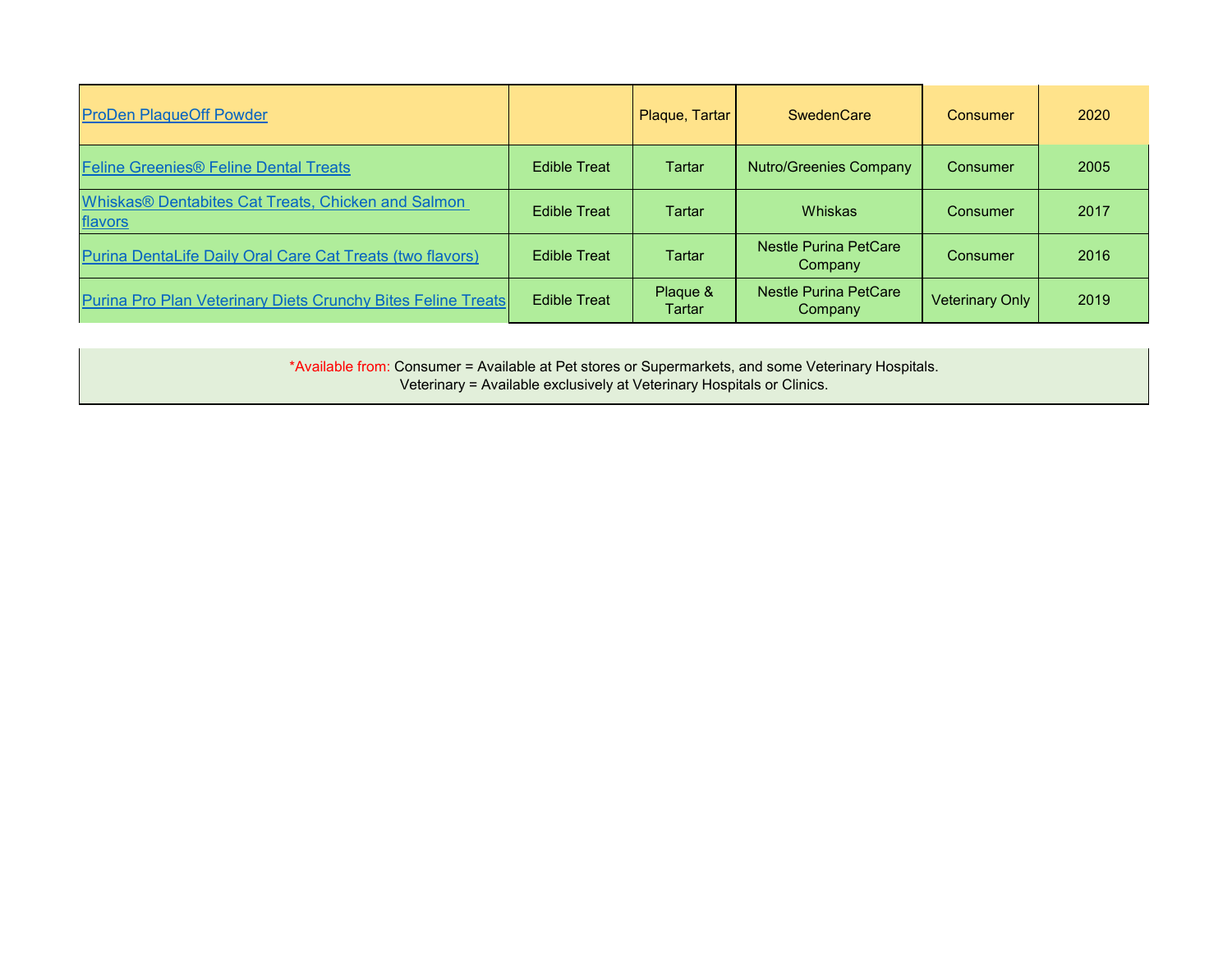| | | | | | |
|---|---|---|---|---|---|
| ProDen PlaqueOff Powder | | Plaque, Tartar | SwedenCare | Consumer | 2020 |
| Feline Greenies® Feline Dental Treats | Edible Treat | Tartar | Nutro/Greenies Company | Consumer | 2005 |
| Whiskas® Dentabites Cat Treats, Chicken and Salmon flavors | Edible Treat | Tartar | Whiskas | Consumer | 2017 |
| Purina DentaLife Daily Oral Care Cat Treats (two flavors) | Edible Treat | Tartar | Nestle Purina PetCare Company | Consumer | 2016 |
| Purina Pro Plan Veterinary Diets Crunchy Bites Feline Treats | Edible Treat | Plaque & Tartar | Nestle Purina PetCare Company | Veterinary Only | 2019 |

*Available from: Consumer = Available at Pet stores or Supermarkets, and some Veterinary Hospitals.
Veterinary = Available exclusively at Veterinary Hospitals or Clinics.